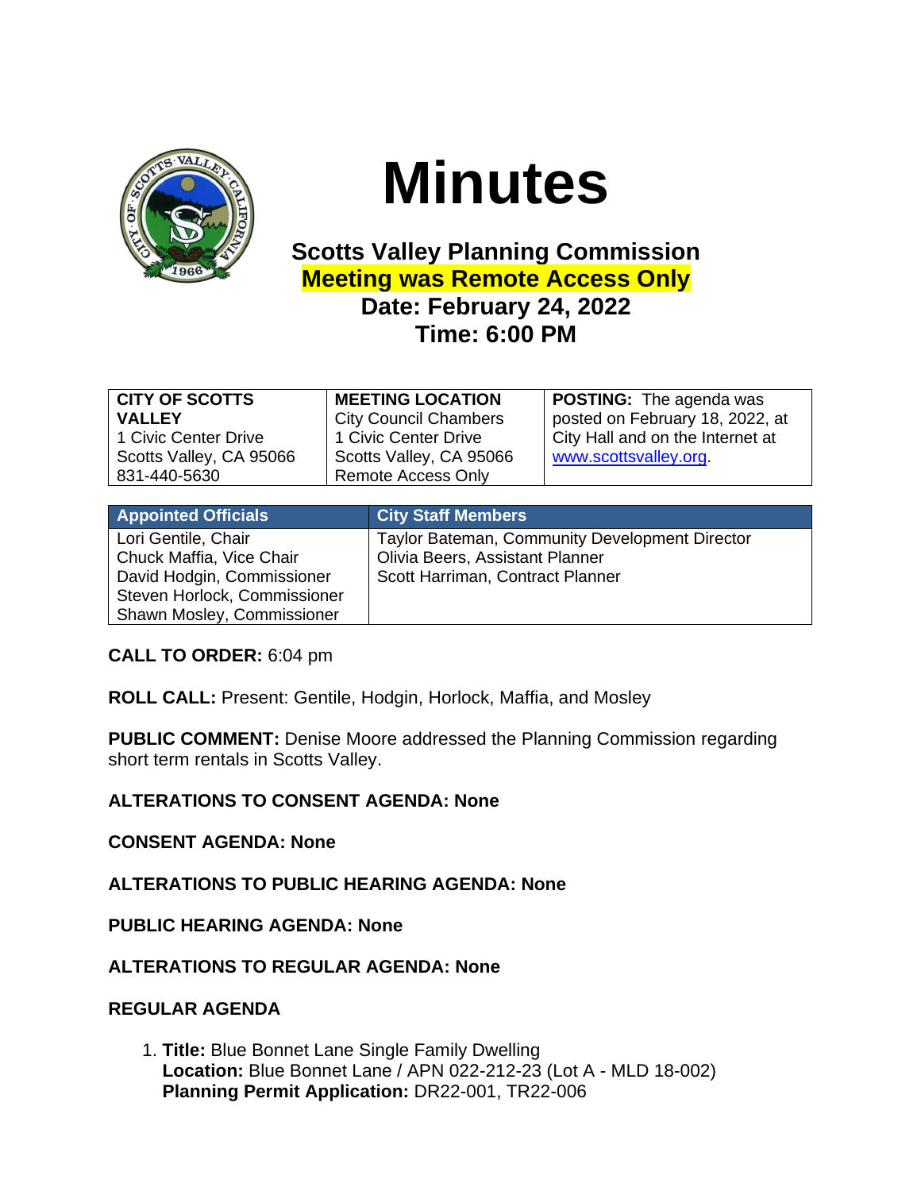# Minutes

## Scotts Valley Planning Commission
## Meeting was Remote Access Only
## Date: February 24, 2022
## Time: 6:00 PM

| **CITY OF SCOTTS VALLEY**<br>1 Civic Center Drive<br>Scotts Valley, CA 95066<br>831-440-5630 | **MEETING LOCATION**<br>City Council Chambers<br>1 Civic Center Drive<br>Scotts Valley, CA 95066<br>Remote Access Only | **POSTING:** The agenda was posted on February 18, 2022, at City Hall and on the Internet at www.scottsvalley.org. |
|---|---|---|

| Appointed Officials | City Staff Members |
|---|---|
| Lori Gentile, Chair<br>Chuck Maffia, Vice Chair<br>David Hodgin, Commissioner<br>Steven Horlock, Commissioner<br>Shawn Mosley, Commissioner | Taylor Bateman, Community Development Director<br>Olivia Beers, Assistant Planner<br>Scott Harriman, Contract Planner |

**CALL TO ORDER:** 6:04 pm

**ROLL CALL:** Present: Gentile, Hodgin, Horlock, Maffia, and Mosley

**PUBLIC COMMENT:** Denise Moore addressed the Planning Commission regarding short term rentals in Scotts Valley.

**ALTERATIONS TO CONSENT AGENDA: None**

**CONSENT AGENDA: None**

**ALTERATIONS TO PUBLIC HEARING AGENDA: None**

**PUBLIC HEARING AGENDA: None**

**ALTERATIONS TO REGULAR AGENDA: None**

**REGULAR AGENDA**

1. **Title:** Blue Bonnet Lane Single Family Dwelling
   **Location:** Blue Bonnet Lane / APN 022-212-23 (Lot A - MLD 18-002)
   **Planning Permit Application:** DR22-001, TR22-006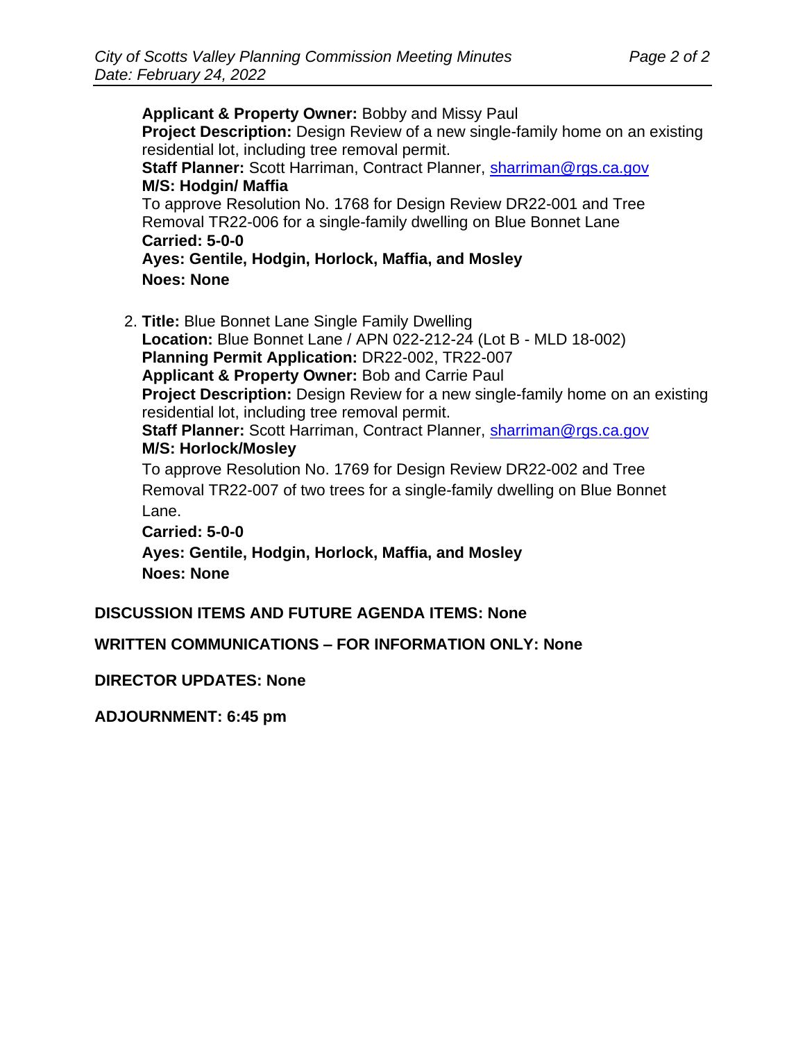**Applicant & Property Owner:** Bobby and Missy Paul
**Project Description:** Design Review of a new single-family home on an existing residential lot, including tree removal permit.
**Staff Planner:** Scott Harriman, Contract Planner, sharriman@rgs.ca.gov
**M/S: Hodgin/ Maffia**
To approve Resolution No. 1768 for Design Review DR22-001 and Tree Removal TR22-006 for a single-family dwelling on Blue Bonnet Lane
**Carried: 5-0-0**
**Ayes: Gentile, Hodgin, Horlock, Maffia, and Mosley**
**Noes: None**

2. **Title:** Blue Bonnet Lane Single Family Dwelling
   **Location:** Blue Bonnet Lane / APN 022-212-24 (Lot B - MLD 18-002)
   **Planning Permit Application:** DR22-002, TR22-007
   **Applicant & Property Owner:** Bob and Carrie Paul
   **Project Description:** Design Review for a new single-family home on an existing residential lot, including tree removal permit.
   **Staff Planner:** Scott Harriman, Contract Planner, sharriman@rgs.ca.gov
   **M/S: Horlock/Mosley**
   To approve Resolution No. 1769 for Design Review DR22-002 and Tree Removal TR22-007 of two trees for a single-family dwelling on Blue Bonnet Lane.
   **Carried: 5-0-0**
   **Ayes: Gentile, Hodgin, Horlock, Maffia, and Mosley**
   **Noes: None**

**DISCUSSION ITEMS AND FUTURE AGENDA ITEMS: None**

**WRITTEN COMMUNICATIONS – FOR INFORMATION ONLY: None**

**DIRECTOR UPDATES: None**

**ADJOURNMENT: 6:45 pm**